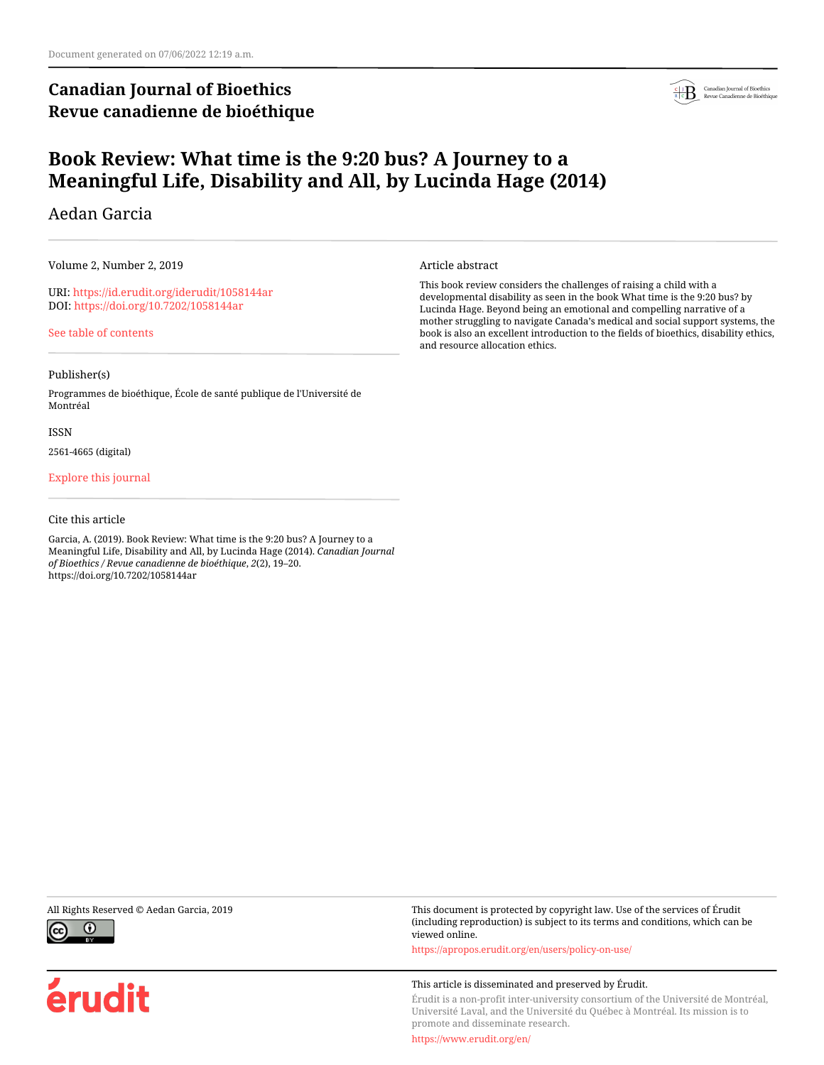Document generated on 07/06/2022 12:19 a.m.

**Canadian Journal of Bioethics**
**Revue canadienne de bioéthique**

# Book Review: What time is the 9:20 bus? A Journey to a Meaningful Life, Disability and All, by Lucinda Hage (2014)

Aedan Garcia

Volume 2, Number 2, 2019

URI: https://id.erudit.org/iderudit/1058144ar
DOI: https://doi.org/10.7202/1058144ar

See table of contents

Publisher(s)

Programmes de bioéthique, École de santé publique de l'Université de Montréal

ISSN

2561-4665 (digital)

Explore this journal

Cite this article

Garcia, A. (2019). Book Review: What time is the 9:20 bus? A Journey to a Meaningful Life, Disability and All, by Lucinda Hage (2014). *Canadian Journal of Bioethics / Revue canadienne de bioéthique*, *2*(2), 19–20. https://doi.org/10.7202/1058144ar

Article abstract

This book review considers the challenges of raising a child with a developmental disability as seen in the book What time is the 9:20 bus? by Lucinda Hage. Beyond being an emotional and compelling narrative of a mother struggling to navigate Canada's medical and social support systems, the book is also an excellent introduction to the fields of bioethics, disability ethics, and resource allocation ethics.

All Rights Reserved © Aedan Garcia, 2019

This document is protected by copyright law. Use of the services of Érudit (including reproduction) is subject to its terms and conditions, which can be viewed online.

https://apropos.erudit.org/en/users/policy-on-use/

This article is disseminated and preserved by Érudit.

Érudit is a non-profit inter-university consortium of the Université de Montréal, Université Laval, and the Université du Québec à Montréal. Its mission is to promote and disseminate research.

https://www.erudit.org/en/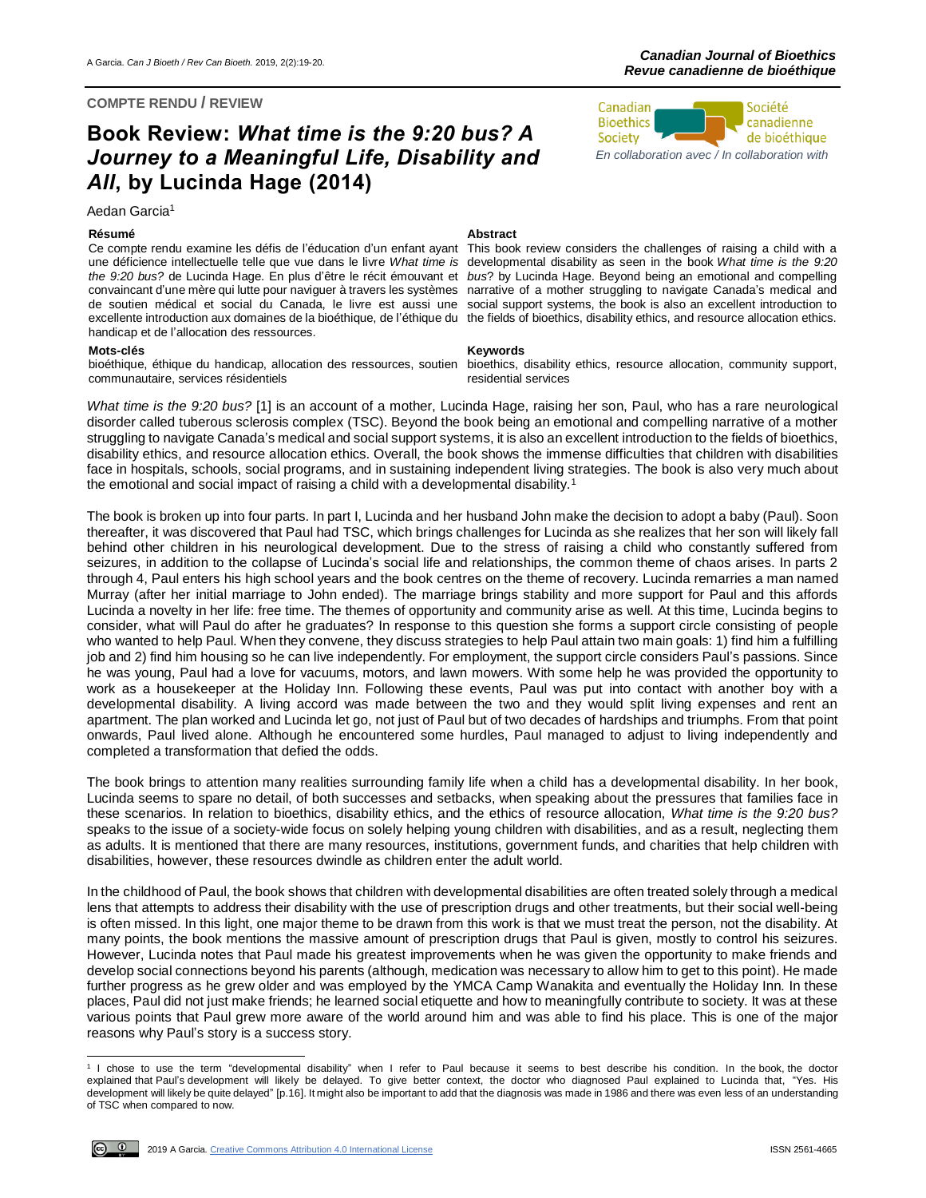COMPTE RENDU / REVIEW

# Book Review: *What time is the 9:20 bus? A Journey to a Meaningful Life, Disability and All*, by Lucinda Hage (2014)

Aedan Garcia[1]

**Résumé**

Ce compte rendu examine les défis de l'éducation d'un enfant ayant une déficience intellectuelle telle que vue dans le livre *What time is the 9:20 bus?* de Lucinda Hage. En plus d'être le récit émouvant et convaincant d'une mère qui lutte pour naviguer à travers les systèmes de soutien médical et social du Canada, le livre est aussi une excellente introduction aux domaines de la bioéthique, de l'éthique du handicap et de l'allocation des ressources.

**Mots-clés**

bioéthique, éthique du handicap, allocation des ressources, soutien communautaire, services résidentiels

**Abstract**

This book review considers the challenges of raising a child with a developmental disability as seen in the book *What time is the 9:20 bus?* by Lucinda Hage. Beyond being an emotional and compelling narrative of a mother struggling to navigate Canada's medical and social support systems, the book is also an excellent introduction to the fields of bioethics, disability ethics, and resource allocation ethics.

**Keywords**

bioethics, disability ethics, resource allocation, community support, residential services

*What time is the 9:20 bus?* [1] is an account of a mother, Lucinda Hage, raising her son, Paul, who has a rare neurological disorder called tuberous sclerosis complex (TSC). Beyond the book being an emotional and compelling narrative of a mother struggling to navigate Canada's medical and social support systems, it is also an excellent introduction to the fields of bioethics, disability ethics, and resource allocation ethics. Overall, the book shows the immense difficulties that children with disabilities face in hospitals, schools, social programs, and in sustaining independent living strategies. The book is also very much about the emotional and social impact of raising a child with a developmental disability.[1]

The book is broken up into four parts. In part I, Lucinda and her husband John make the decision to adopt a baby (Paul). Soon thereafter, it was discovered that Paul had TSC, which brings challenges for Lucinda as she realizes that her son will likely fall behind other children in his neurological development. Due to the stress of raising a child who constantly suffered from seizures, in addition to the collapse of Lucinda's social life and relationships, the common theme of chaos arises. In parts 2 through 4, Paul enters his high school years and the book centres on the theme of recovery. Lucinda remarries a man named Murray (after her initial marriage to John ended). The marriage brings stability and more support for Paul and this affords Lucinda a novelty in her life: free time. The themes of opportunity and community arise as well. At this time, Lucinda begins to consider, what will Paul do after he graduates? In response to this question she forms a support circle consisting of people who wanted to help Paul. When they convene, they discuss strategies to help Paul attain two main goals: 1) find him a fulfilling job and 2) find him housing so he can live independently. For employment, the support circle considers Paul's passions. Since he was young, Paul had a love for vacuums, motors, and lawn mowers. With some help he was provided the opportunity to work as a housekeeper at the Holiday Inn. Following these events, Paul was put into contact with another boy with a developmental disability. A living accord was made between the two and they would split living expenses and rent an apartment. The plan worked and Lucinda let go, not just of Paul but of two decades of hardships and triumphs. From that point onwards, Paul lived alone. Although he encountered some hurdles, Paul managed to adjust to living independently and completed a transformation that defied the odds.

The book brings to attention many realities surrounding family life when a child has a developmental disability. In her book, Lucinda seems to spare no detail, of both successes and setbacks, when speaking about the pressures that families face in these scenarios. In relation to bioethics, disability ethics, and the ethics of resource allocation, *What time is the 9:20 bus?* speaks to the issue of a society-wide focus on solely helping young children with disabilities, and as a result, neglecting them as adults. It is mentioned that there are many resources, institutions, government funds, and charities that help children with disabilities, however, these resources dwindle as children enter the adult world.

In the childhood of Paul, the book shows that children with developmental disabilities are often treated solely through a medical lens that attempts to address their disability with the use of prescription drugs and other treatments, but their social well-being is often missed. In this light, one major theme to be drawn from this work is that we must treat the person, not the disability. At many points, the book mentions the massive amount of prescription drugs that Paul is given, mostly to control his seizures. However, Lucinda notes that Paul made his greatest improvements when he was given the opportunity to make friends and develop social connections beyond his parents (although, medication was necessary to allow him to get to this point). He made further progress as he grew older and was employed by the YMCA Camp Wanakita and eventually the Holiday Inn. In these places, Paul did not just make friends; he learned social etiquette and how to meaningfully contribute to society. It was at these various points that Paul grew more aware of the world around him and was able to find his place. This is one of the major reasons why Paul's story is a success story.

[1] I chose to use the term "developmental disability" when I refer to Paul because it seems to best describe his condition. In the book, the doctor explained that Paul's development will likely be delayed. To give better context, the doctor who diagnosed Paul explained to Lucinda that, "Yes. His development will likely be quite delayed" [p.16]. It might also be important to add that the diagnosis was made in 1986 and there was even less of an understanding of TSC when compared to now.

2019 A Garcia. Creative Commons Attribution 4.0 International License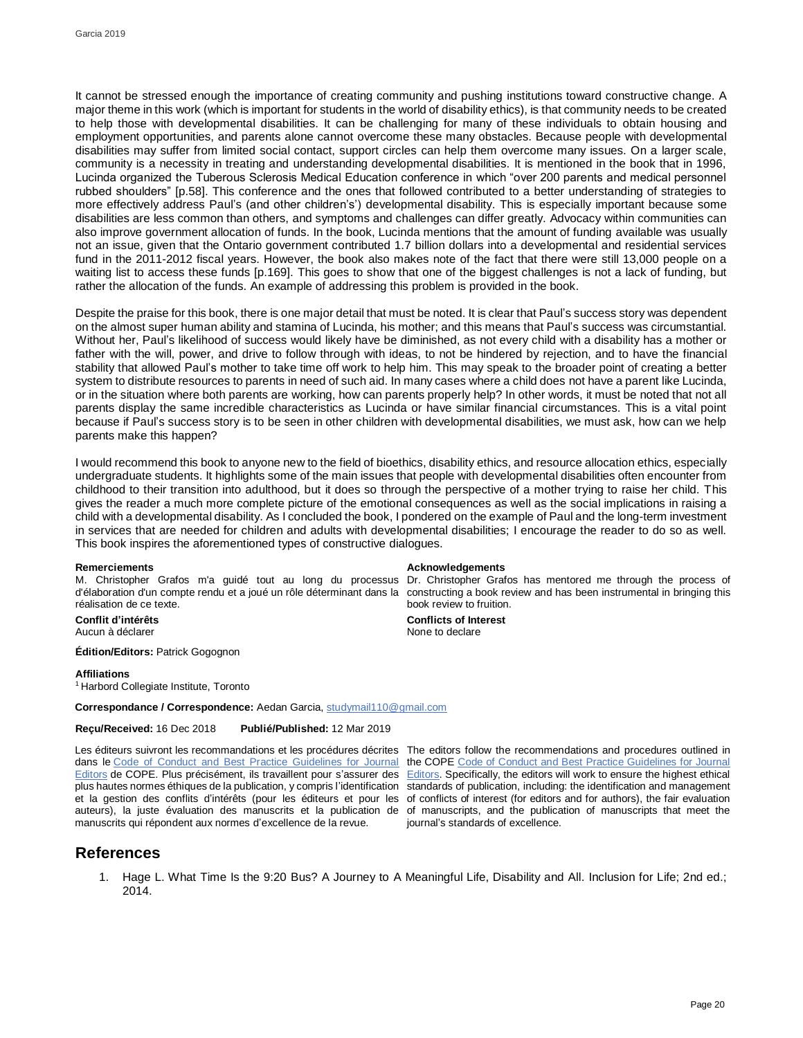It cannot be stressed enough the importance of creating community and pushing institutions toward constructive change. A major theme in this work (which is important for students in the world of disability ethics), is that community needs to be created to help those with developmental disabilities. It can be challenging for many of these individuals to obtain housing and employment opportunities, and parents alone cannot overcome these many obstacles. Because people with developmental disabilities may suffer from limited social contact, support circles can help them overcome many issues. On a larger scale, community is a necessity in treating and understanding developmental disabilities. It is mentioned in the book that in 1996, Lucinda organized the Tuberous Sclerosis Medical Education conference in which "over 200 parents and medical personnel rubbed shoulders" [p.58]. This conference and the ones that followed contributed to a better understanding of strategies to more effectively address Paul's (and other children's') developmental disability. This is especially important because some disabilities are less common than others, and symptoms and challenges can differ greatly. Advocacy within communities can also improve government allocation of funds. In the book, Lucinda mentions that the amount of funding available was usually not an issue, given that the Ontario government contributed 1.7 billion dollars into a developmental and residential services fund in the 2011-2012 fiscal years. However, the book also makes note of the fact that there were still 13,000 people on a waiting list to access these funds [p.169]. This goes to show that one of the biggest challenges is not a lack of funding, but rather the allocation of the funds. An example of addressing this problem is provided in the book.

Despite the praise for this book, there is one major detail that must be noted. It is clear that Paul's success story was dependent on the almost super human ability and stamina of Lucinda, his mother; and this means that Paul's success was circumstantial. Without her, Paul's likelihood of success would likely have be diminished, as not every child with a disability has a mother or father with the will, power, and drive to follow through with ideas, to not be hindered by rejection, and to have the financial stability that allowed Paul's mother to take time off work to help him. This may speak to the broader point of creating a better system to distribute resources to parents in need of such aid. In many cases where a child does not have a parent like Lucinda, or in the situation where both parents are working, how can parents properly help? In other words, it must be noted that not all parents display the same incredible characteristics as Lucinda or have similar financial circumstances. This is a vital point because if Paul's success story is to be seen in other children with developmental disabilities, we must ask, how can we help parents make this happen?

I would recommend this book to anyone new to the field of bioethics, disability ethics, and resource allocation ethics, especially undergraduate students. It highlights some of the main issues that people with developmental disabilities often encounter from childhood to their transition into adulthood, but it does so through the perspective of a mother trying to raise her child. This gives the reader a much more complete picture of the emotional consequences as well as the social implications in raising a child with a developmental disability. As I concluded the book, I pondered on the example of Paul and the long-term investment in services that are needed for children and adults with developmental disabilities; I encourage the reader to do so as well. This book inspires the aforementioned types of constructive dialogues.

**Remerciements**

M. Christopher Grafos m'a guidé tout au long du processus d'élaboration d'un compte rendu et a joué un rôle déterminant dans la réalisation de ce texte.

**Conflit d'intérêts**

Aucun à déclarer

**Acknowledgements**

Dr. Christopher Grafos has mentored me through the process of constructing a book review and has been instrumental in bringing this book review to fruition.

**Conflicts of Interest**

None to declare

**Édition/Editors:** Patrick Gogognon

**Affiliations**

[1] Harbord Collegiate Institute, Toronto

**Correspondance / Correspondence:** Aedan Garcia, studymail110@gmail.com

**Reçu/Received:** 16 Dec 2018 **Publié/Published:** 12 Mar 2019

Les éditeurs suivront les recommandations et les procédures décrites dans le Code of Conduct and Best Practice Guidelines for Journal Editors de COPE. Plus précisément, ils travaillent pour s'assurer des plus hautes normes éthiques de la publication, y compris l'identification et la gestion des conflits d'intérêts (pour les éditeurs et pour les auteurs), la juste évaluation des manuscrits et la publication de manuscrits qui répondent aux normes d'excellence de la revue.

The editors follow the recommendations and procedures outlined in the COPE Code of Conduct and Best Practice Guidelines for Journal Editors. Specifically, the editors will work to ensure the highest ethical standards of publication, including: the identification and management of conflicts of interest (for editors and for authors), the fair evaluation of manuscripts, and the publication of manuscripts that meet the journal's standards of excellence.

## References

1. Hage L. What Time Is the 9:20 Bus? A Journey to A Meaningful Life, Disability and All. Inclusion for Life; 2nd ed.; 2014.